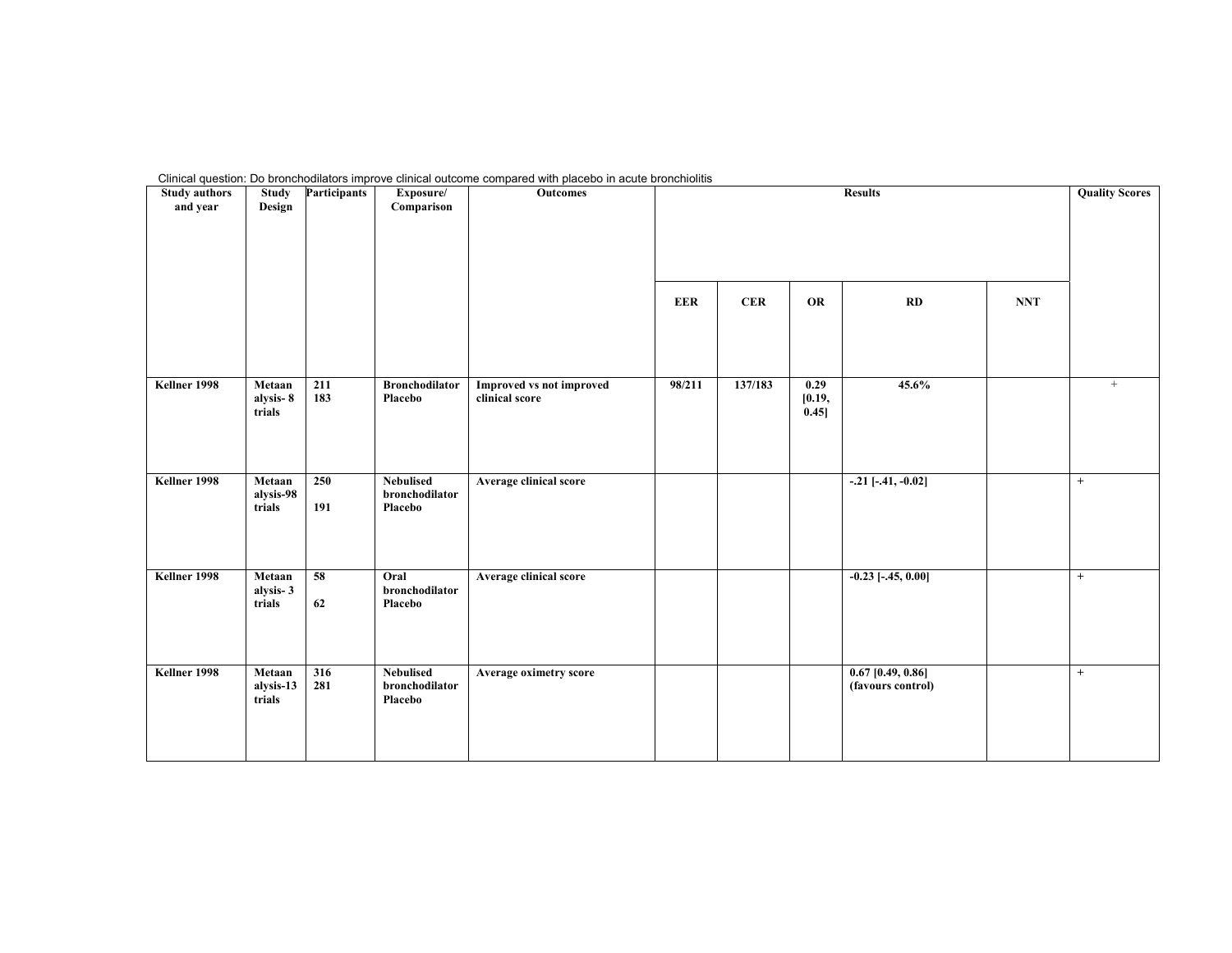Clinical question: Do bronchodilators improve clinical outcome compared with placebo in acute bronchiolitis

| Study authors and year | Study Design | Participants | Exposure/ Comparison | Outcomes | Results | | | | | Quality Scores |
|---|---|---|---|---|---|---|---|---|---|---|
| | | | | | EER | CER | OR | RD | NNT | |
| Kellner 1998 | Metaanalysis- 8 trials | 211<br>183 | Bronchodilator<br>Placebo | Improved vs not improved clinical score | 98/211 | 137/183 | 0.29 [0.19, 0.45] | 45.6% | | + |
| Kellner 1998 | Metaanalysis-98 trials | 250<br><br>191 | Nebulised bronchodilator<br>Placebo | Average clinical score | | | | -.21 [-.41, -0.02] | | + |
| Kellner 1998 | Metaanalysis- 3 trials | 58<br><br>62 | Oral bronchodilator<br>Placebo | Average clinical score | | | | -0.23 [-.45, 0.00] | | + |
| Kellner 1998 | Metaanalysis-13 trials | 316<br>281 | Nebulised bronchodilator<br>Placebo | Average oximetry score | | | | 0.67 [0.49, 0.86] (favours control) | | + |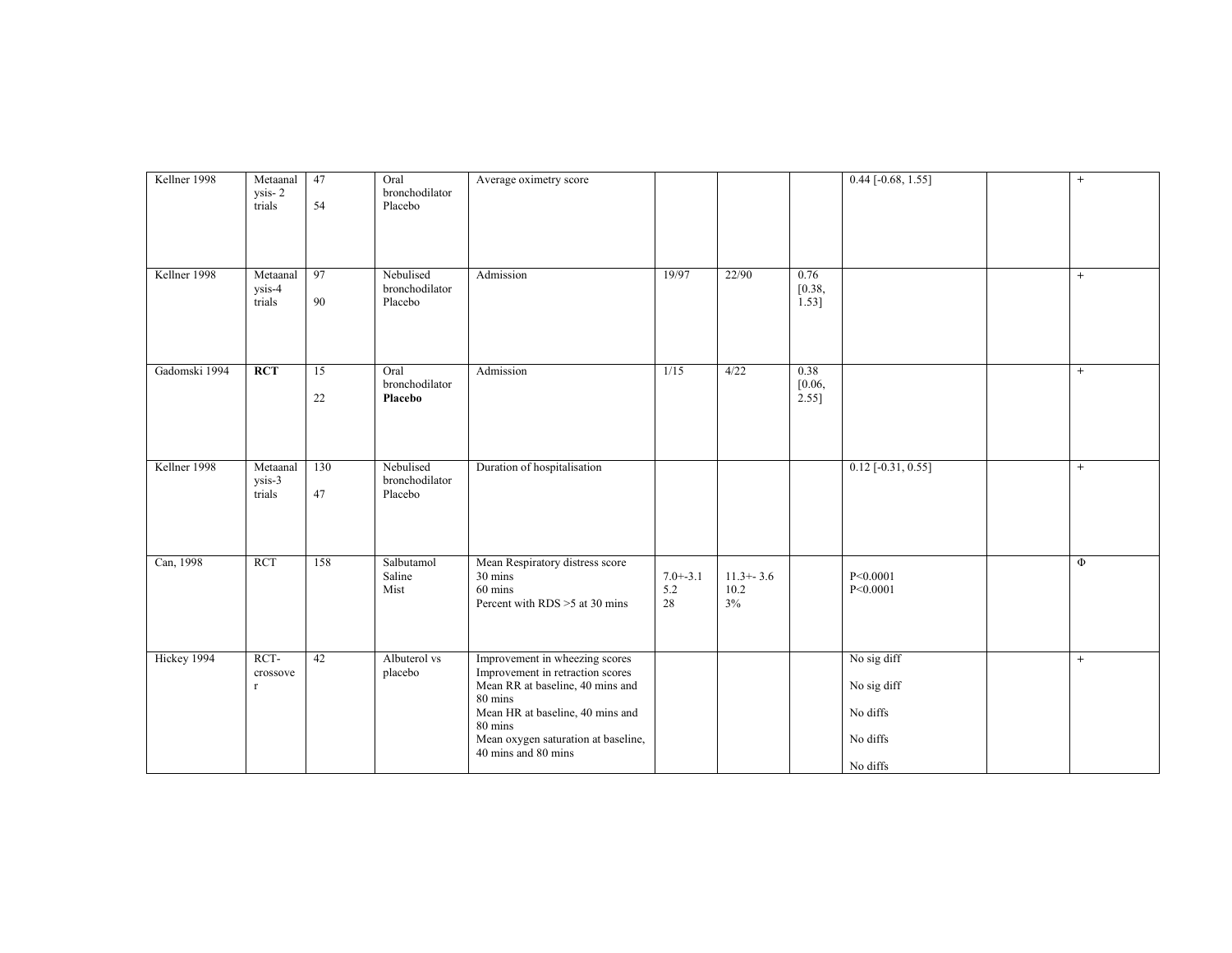| Kellner 1998 | Metaanalysis- 2 trials | 47<br><br>54 | Oral bronchodilator<br>Placebo | Average oximetry score | | | | 0.44 [-0.68, 1.55] | | + |
|---|---|---|---|---|---|---|---|---|---|---|
| Kellner 1998 | Metaanalysis-4 trials | 97<br><br>90 | Nebulised bronchodilator<br>Placebo | Admission | 19/97 | 22/90 | 0.76 [0.38, 1.53] | | | + |
| Gadomski 1994 | **RCT** | 15<br><br>22 | Oral bronchodilator<br>**Placebo** | Admission | 1/15 | 4/22 | 0.38 [0.06, 2.55] | | | + |
| Kellner 1998 | Metaanalysis-3 trials | 130<br><br>47 | Nebulised bronchodilator<br>Placebo | Duration of hospitalisation | | | | 0.12 [-0.31, 0.55] | | + |
| Can, 1998 | RCT | 158 | Salbutamol<br>Saline<br>Mist | Mean Respiratory distress score<br>30 mins<br>60 mins<br>Percent with RDS >5 at 30 mins | <br>7.0+-3.1<br>5.2<br>28 | <br>11.3+- 3.6<br>10.2<br>3% | | <br>P<0.0001<br>P<0.0001 | | Φ |
| Hickey 1994 | RCT-crossover | 42 | Albuterol vs placebo | Improvement in wheezing scores<br>Improvement in retraction scores<br>Mean RR at baseline, 40 mins and 80 mins<br>Mean HR at baseline, 40 mins and 80 mins<br>Mean oxygen saturation at baseline, 40 mins and 80 mins | | | | No sig diff<br>No sig diff<br>No diffs<br>No diffs<br>No diffs | | + |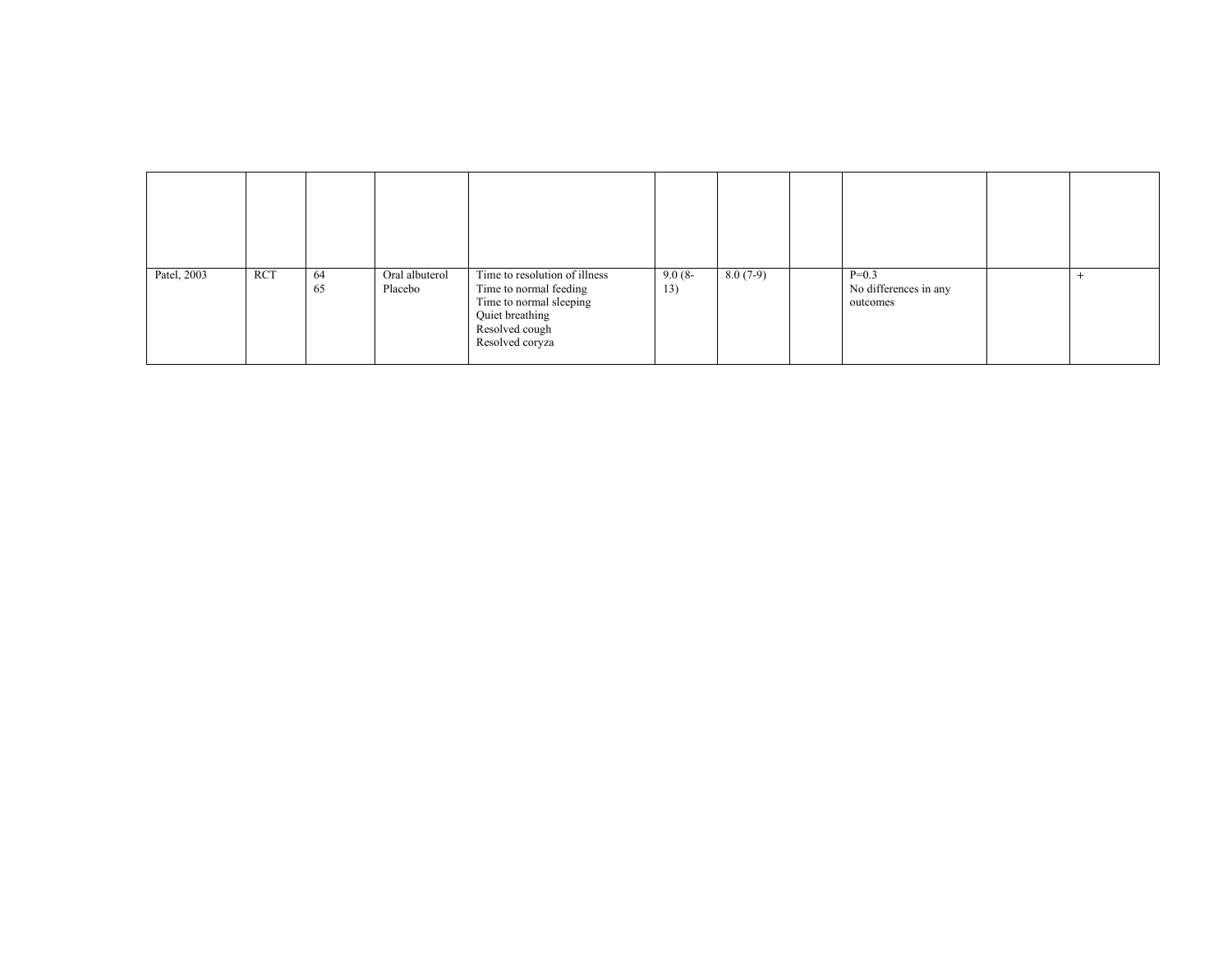| | | | | | | | | | | |
|---|---|---|---|---|---|---|---|---|---|---|
| | | | | | | | | | | |
| Patel, 2003 | RCT | 64<br>65 | Oral albuterol<br>Placebo | Time to resolution of illness<br>Time to normal feeding<br>Time to normal sleeping<br>Quiet breathing<br>Resolved cough<br>Resolved coryza | 9.0 (8-13) | 8.0 (7-9) | | P=0.3<br>No differences in any outcomes | | + |